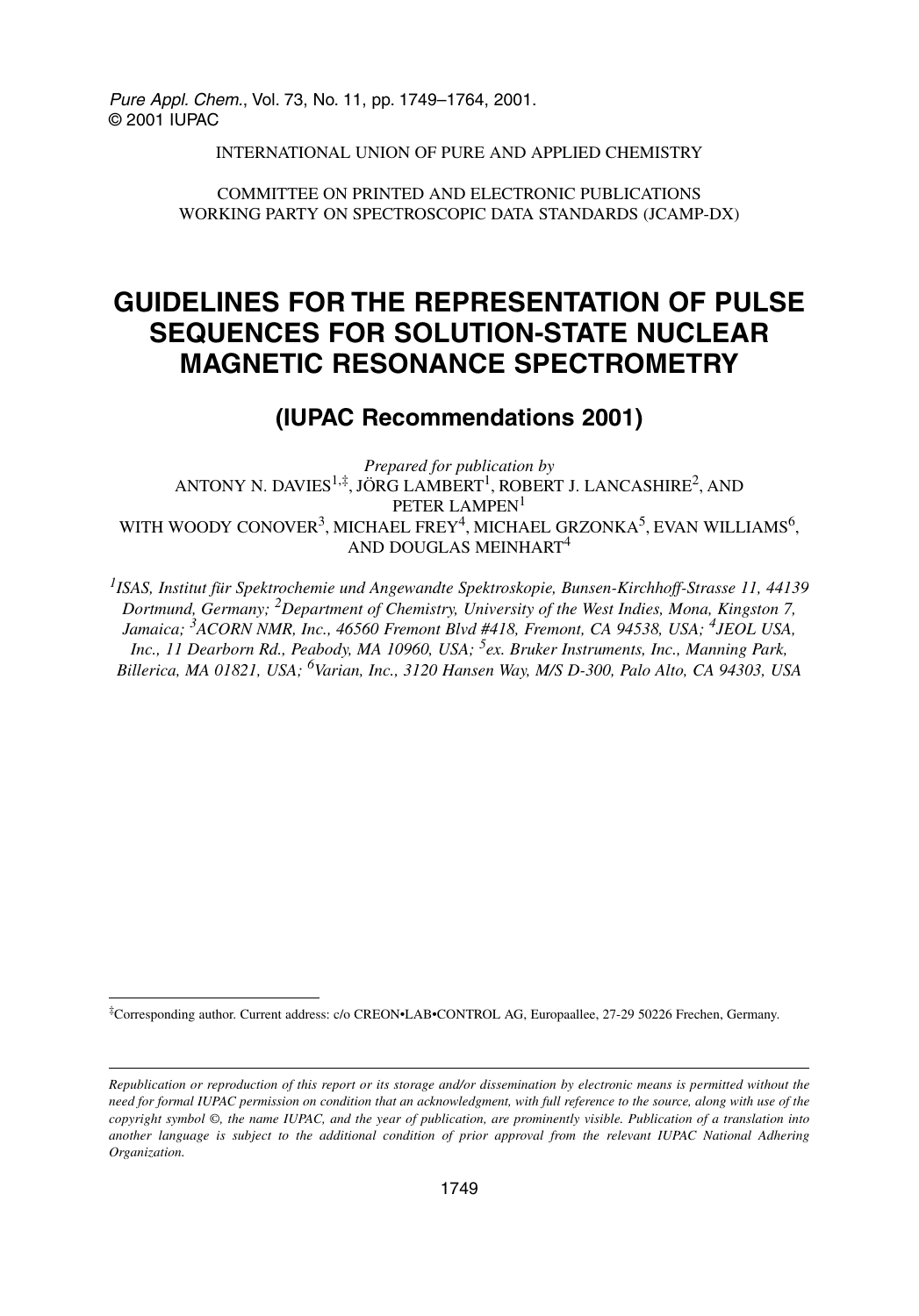INTERNATIONAL UNION OF PURE AND APPLIED CHEMISTRY

COMMITTEE ON PRINTED AND ELECTRONIC PUBLICATIONS
WORKING PARTY ON SPECTROSCOPIC DATA STANDARDS (JCAMP-DX)

# GUIDELINES FOR THE REPRESENTATION OF PULSE SEQUENCES FOR SOLUTION-STATE NUCLEAR MAGNETIC RESONANCE SPECTROMETRY

## (IUPAC Recommendations 2001)

*Prepared for publication by*
ANTONY N. DAVIES[1,‡], JÖRG LAMBERT[1], ROBERT J. LANCASHIRE[2], AND PETER LAMPEN[1]
WITH WOODY CONOVER[3], MICHAEL FREY[4], MICHAEL GRZONKA[5], EVAN WILLIAMS[6], AND DOUGLAS MEINHART[4]

*[1]ISAS, Institut für Spektrochemie und Angewandte Spektroskopie, Bunsen-Kirchhoff-Strasse 11, 44139 Dortmund, Germany; [2]Department of Chemistry, University of the West Indies, Mona, Kingston 7, Jamaica; [3]ACORN NMR, Inc., 46560 Fremont Blvd #418, Fremont, CA 94538, USA; [4]JEOL USA, Inc., 11 Dearborn Rd., Peabody, MA 10960, USA; [5]ex. Bruker Instruments, Inc., Manning Park, Billerica, MA 01821, USA; [6]Varian, Inc., 3120 Hansen Way, M/S D-300, Palo Alto, CA 94303, USA*

---

‡Corresponding author. Current address: c/o CREON•LAB•CONTROL AG, Europaallee, 27-29 50226 Frechen, Germany.

---

*Republication or reproduction of this report or its storage and/or dissemination by electronic means is permitted without the need for formal IUPAC permission on condition that an acknowledgment, with full reference to the source, along with use of the copyright symbol ©, the name IUPAC, and the year of publication, are prominently visible. Publication of a translation into another language is subject to the additional condition of prior approval from the relevant IUPAC National Adhering Organization.*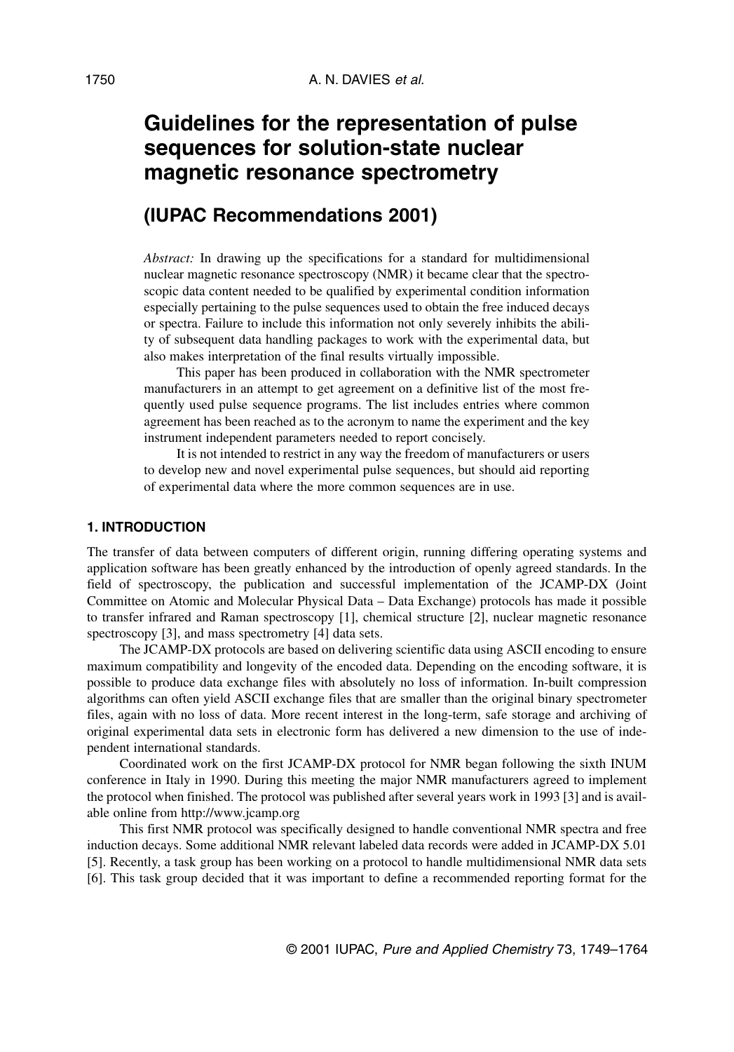# Guidelines for the representation of pulse sequences for solution-state nuclear magnetic resonance spectrometry

## (IUPAC Recommendations 2001)

*Abstract:* In drawing up the specifications for a standard for multidimensional nuclear magnetic resonance spectroscopy (NMR) it became clear that the spectroscopic data content needed to be qualified by experimental condition information especially pertaining to the pulse sequences used to obtain the free induced decays or spectra. Failure to include this information not only severely inhibits the ability of subsequent data handling packages to work with the experimental data, but also makes interpretation of the final results virtually impossible.

This paper has been produced in collaboration with the NMR spectrometer manufacturers in an attempt to get agreement on a definitive list of the most frequently used pulse sequence programs. The list includes entries where common agreement has been reached as to the acronym to name the experiment and the key instrument independent parameters needed to report concisely.

It is not intended to restrict in any way the freedom of manufacturers or users to develop new and novel experimental pulse sequences, but should aid reporting of experimental data where the more common sequences are in use.

### 1. INTRODUCTION

The transfer of data between computers of different origin, running differing operating systems and application software has been greatly enhanced by the introduction of openly agreed standards. In the field of spectroscopy, the publication and successful implementation of the JCAMP-DX (Joint Committee on Atomic and Molecular Physical Data – Data Exchange) protocols has made it possible to transfer infrared and Raman spectroscopy [1], chemical structure [2], nuclear magnetic resonance spectroscopy [3], and mass spectrometry [4] data sets.

The JCAMP-DX protocols are based on delivering scientific data using ASCII encoding to ensure maximum compatibility and longevity of the encoded data. Depending on the encoding software, it is possible to produce data exchange files with absolutely no loss of information. In-built compression algorithms can often yield ASCII exchange files that are smaller than the original binary spectrometer files, again with no loss of data. More recent interest in the long-term, safe storage and archiving of original experimental data sets in electronic form has delivered a new dimension to the use of independent international standards.

Coordinated work on the first JCAMP-DX protocol for NMR began following the sixth INUM conference in Italy in 1990. During this meeting the major NMR manufacturers agreed to implement the protocol when finished. The protocol was published after several years work in 1993 [3] and is available online from http://www.jcamp.org

This first NMR protocol was specifically designed to handle conventional NMR spectra and free induction decays. Some additional NMR relevant labeled data records were added in JCAMP-DX 5.01 [5]. Recently, a task group has been working on a protocol to handle multidimensional NMR data sets [6]. This task group decided that it was important to define a recommended reporting format for the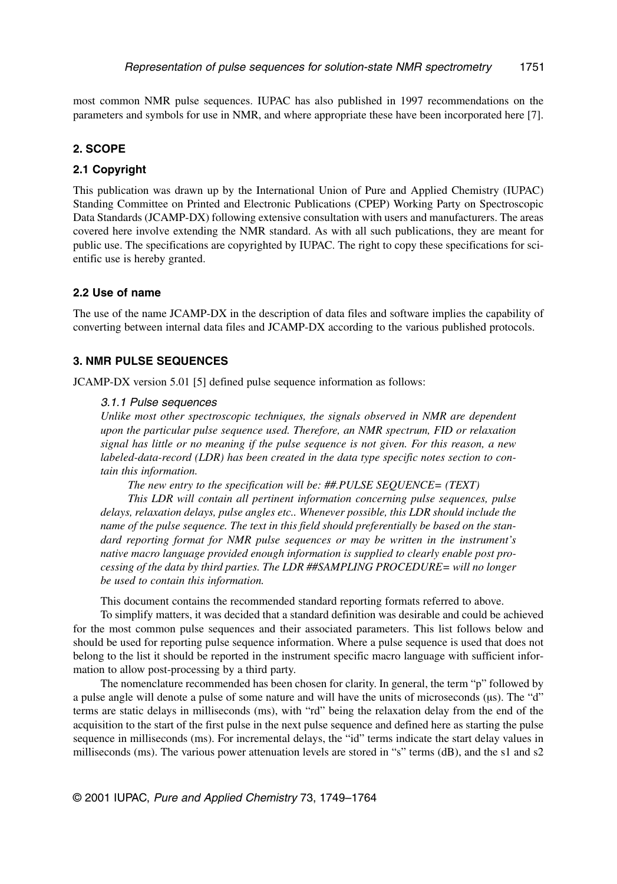most common NMR pulse sequences. IUPAC has also published in 1997 recommendations on the parameters and symbols for use in NMR, and where appropriate these have been incorporated here [7].

## 2. SCOPE

### 2.1 Copyright

This publication was drawn up by the International Union of Pure and Applied Chemistry (IUPAC) Standing Committee on Printed and Electronic Publications (CPEP) Working Party on Spectroscopic Data Standards (JCAMP-DX) following extensive consultation with users and manufacturers. The areas covered here involve extending the NMR standard. As with all such publications, they are meant for public use. The specifications are copyrighted by IUPAC. The right to copy these specifications for scientific use is hereby granted.

### 2.2 Use of name

The use of the name JCAMP-DX in the description of data files and software implies the capability of converting between internal data files and JCAMP-DX according to the various published protocols.

## 3. NMR PULSE SEQUENCES

JCAMP-DX version 5.01 [5] defined pulse sequence information as follows:

> *3.1.1 Pulse sequences*
>
> *Unlike most other spectroscopic techniques, the signals observed in NMR are dependent upon the particular pulse sequence used. Therefore, an NMR spectrum, FID or relaxation signal has little or no meaning if the pulse sequence is not given. For this reason, a new labeled-data-record (LDR) has been created in the data type specific notes section to contain this information.*
>
> *The new entry to the specification will be: ##.PULSE SEQUENCE= (TEXT)*
>
> *This LDR will contain all pertinent information concerning pulse sequences, pulse delays, relaxation delays, pulse angles etc.. Whenever possible, this LDR should include the name of the pulse sequence. The text in this field should preferentially be based on the standard reporting format for NMR pulse sequences or may be written in the instrument's native macro language provided enough information is supplied to clearly enable post processing of the data by third parties. The LDR ##SAMPLING PROCEDURE= will no longer be used to contain this information.*

This document contains the recommended standard reporting formats referred to above.

To simplify matters, it was decided that a standard definition was desirable and could be achieved for the most common pulse sequences and their associated parameters. This list follows below and should be used for reporting pulse sequence information. Where a pulse sequence is used that does not belong to the list it should be reported in the instrument specific macro language with sufficient information to allow post-processing by a third party.

The nomenclature recommended has been chosen for clarity. In general, the term "p" followed by a pulse angle will denote a pulse of some nature and will have the units of microseconds (μs). The "d" terms are static delays in milliseconds (ms), with "rd" being the relaxation delay from the end of the acquisition to the start of the first pulse in the next pulse sequence and defined here as starting the pulse sequence in milliseconds (ms). For incremental delays, the "id" terms indicate the start delay values in milliseconds (ms). The various power attenuation levels are stored in "s" terms (dB), and the s1 and s2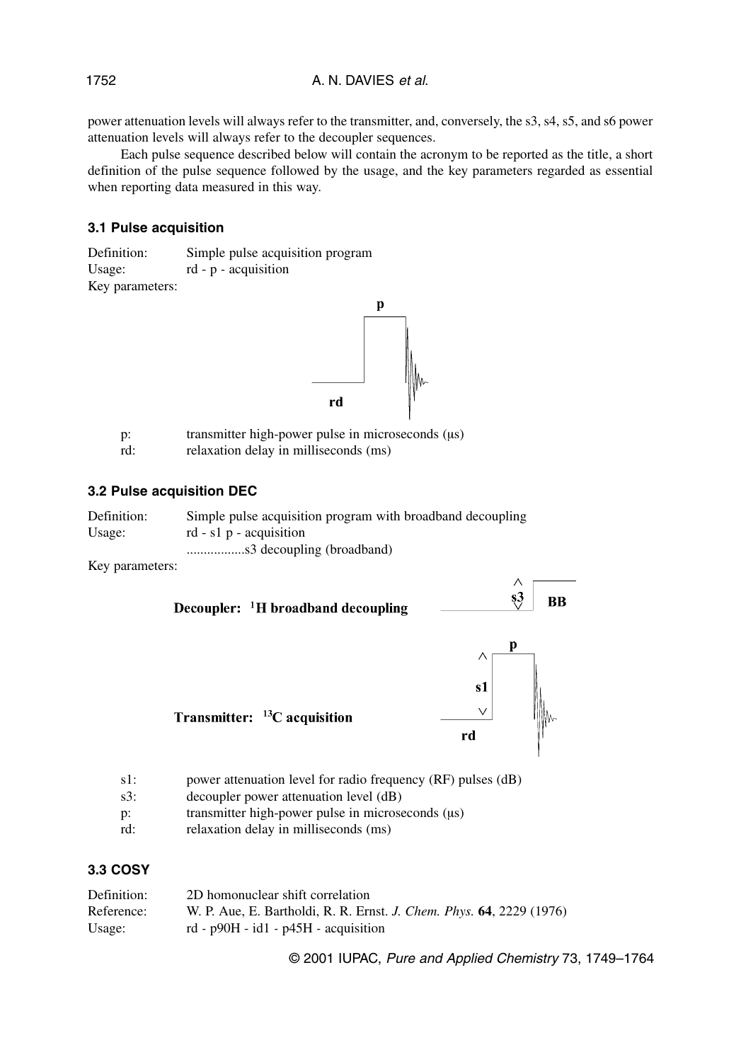power attenuation levels will always refer to the transmitter, and, conversely, the s3, s4, s5, and s6 power attenuation levels will always refer to the decoupler sequences.

Each pulse sequence described below will contain the acronym to be reported as the title, a short definition of the pulse sequence followed by the usage, and the key parameters regarded as essential when reporting data measured in this way.

### 3.1 Pulse acquisition

Definition: Simple pulse acquisition program

Usage: rd - p - acquisition

Key parameters:

p: transmitter high-power pulse in microseconds (μs)

rd: relaxation delay in milliseconds (ms)

### 3.2 Pulse acquisition DEC

Definition: Simple pulse acquisition program with broadband decoupling

Usage: rd - s1 p - acquisition

.................s3 decoupling (broadband)

Key parameters:

Decoupler: $^{1}H$ broadband decoupling

Transmitter: $^{13}C$ acquisition

s1: power attenuation level for radio frequency (RF) pulses (dB)

s3: decoupler power attenuation level (dB)

p: transmitter high-power pulse in microseconds (μs)

rd: relaxation delay in milliseconds (ms)

### 3.3 COSY

Definition: 2D homonuclear shift correlation

Reference: W. P. Aue, E. Bartholdi, R. R. Ernst. *J. Chem. Phys.* **64**, 2229 (1976)

Usage: rd - p90H - id1 - p45H - acquisition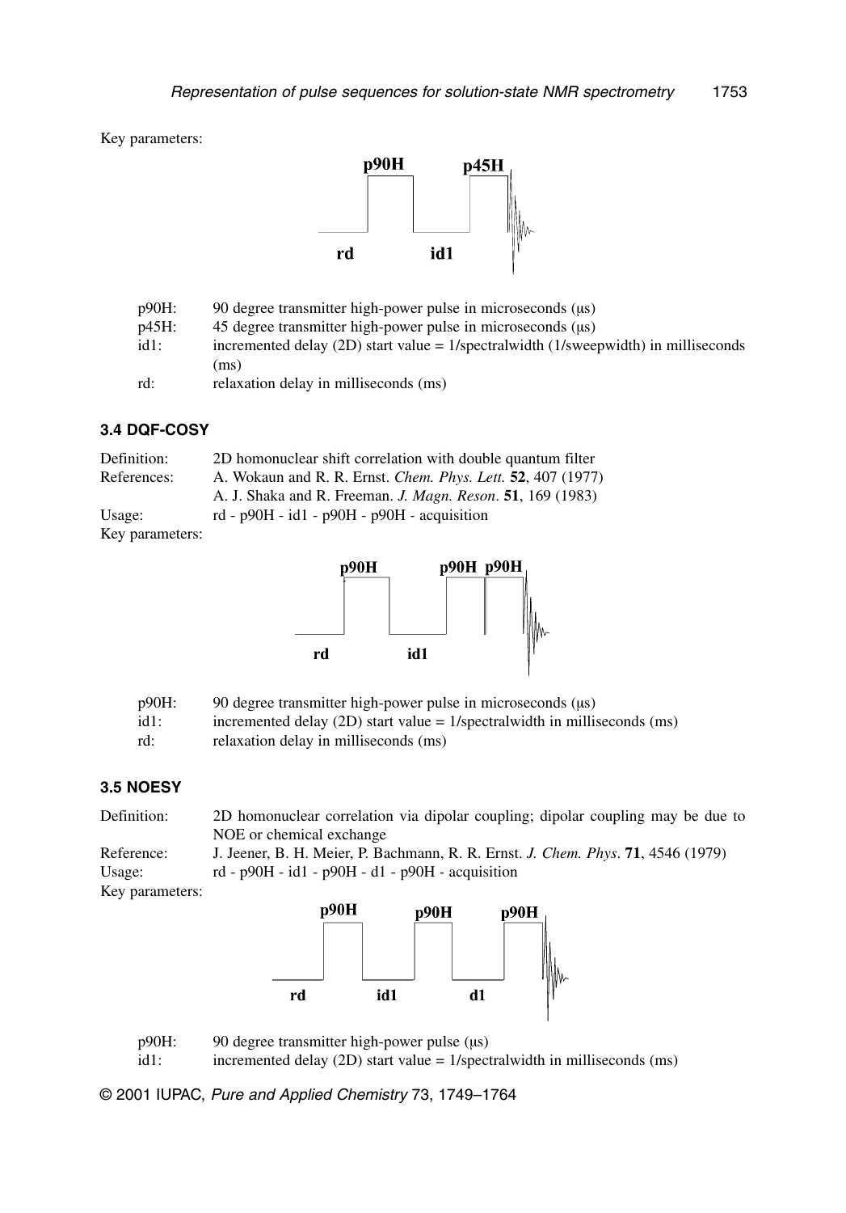Key parameters:

| | |
|---|---|
| p90H: | 90 degree transmitter high-power pulse in microseconds (μs) |
| p45H: | 45 degree transmitter high-power pulse in microseconds (μs) |
| id1: | incremented delay (2D) start value = 1/spectralwidth (1/sweepwidth) in milliseconds (ms) |
| rd: | relaxation delay in milliseconds (ms) |

### 3.4 DQF-COSY

| | |
|---|---|
| Definition: | 2D homonuclear shift correlation with double quantum filter |
| References: | A. Wokaun and R. R. Ernst. *Chem. Phys. Lett.* **52**, 407 (1977) |
| | A. J. Shaka and R. Freeman. *J. Magn. Reson.* **51**, 169 (1983) |
| Usage: | rd - p90H - id1 - p90H - p90H - acquisition |

Key parameters:

| | |
|---|---|
| p90H: | 90 degree transmitter high-power pulse in microseconds (μs) |
| id1: | incremented delay (2D) start value = 1/spectralwidth in milliseconds (ms) |
| rd: | relaxation delay in milliseconds (ms) |

### 3.5 NOESY

| | |
|---|---|
| Definition: | 2D homonuclear correlation via dipolar coupling; dipolar coupling may be due to NOE or chemical exchange |
| Reference: | J. Jeener, B. H. Meier, P. Bachmann, R. R. Ernst. *J. Chem. Phys.* **71**, 4546 (1979) |
| Usage: | rd - p90H - id1 - p90H - d1 - p90H - acquisition |

Key parameters:

| | |
|---|---|
| p90H: | 90 degree transmitter high-power pulse (μs) |
| id1: | incremented delay (2D) start value = 1/spectralwidth in milliseconds (ms) |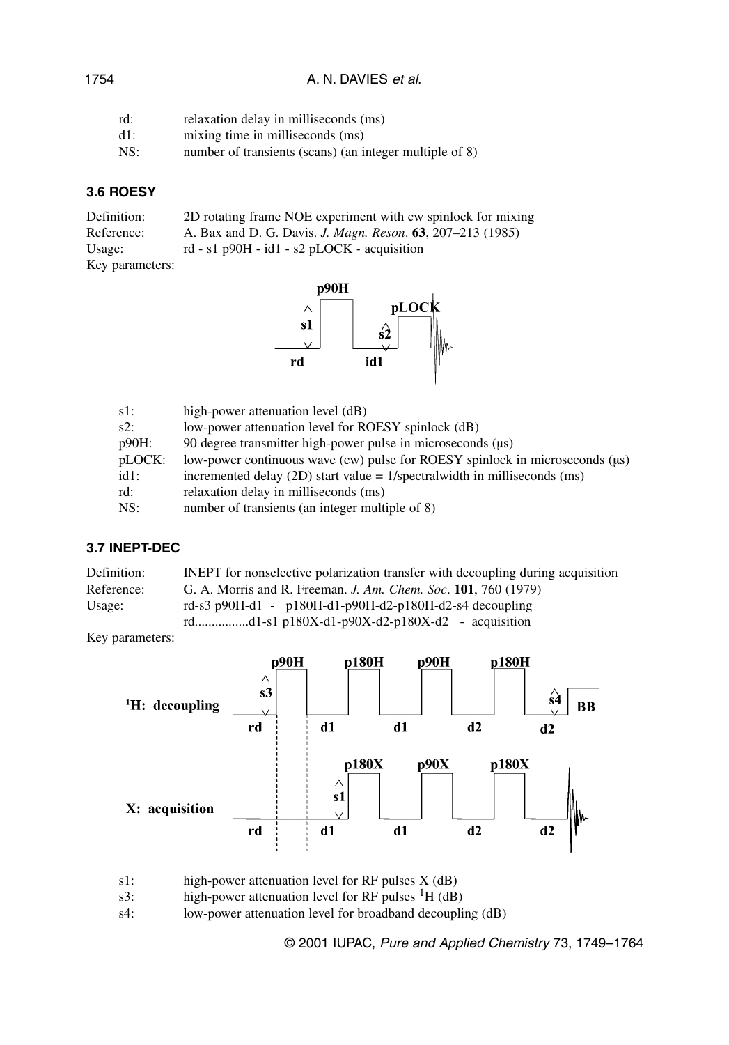| | |
|---|---|
| rd: | relaxation delay in milliseconds (ms) |
| d1: | mixing time in milliseconds (ms) |
| NS: | number of transients (scans) (an integer multiple of 8) |

### 3.6 ROESY

Definition: 2D rotating frame NOE experiment with cw spinlock for mixing

Reference: A. Bax and D. G. Davis. *J. Magn. Reson*. **63**, 207–213 (1985)

Usage: rd - s1 p90H - id1 - s2 pLOCK - acquisition

Key parameters:

| | |
|---|---|
| s1: | high-power attenuation level (dB) |
| s2: | low-power attenuation level for ROESY spinlock (dB) |
| p90H: | 90 degree transmitter high-power pulse in microseconds (μs) |
| pLOCK: | low-power continuous wave (cw) pulse for ROESY spinlock in microseconds (μs) |
| id1: | incremented delay (2D) start value = 1/spectralwidth in milliseconds (ms) |
| rd: | relaxation delay in milliseconds (ms) |
| NS: | number of transients (an integer multiple of 8) |

### 3.7 INEPT-DEC

Definition: INEPT for nonselective polarization transfer with decoupling during acquisition

Reference: G. A. Morris and R. Freeman. *J. Am. Chem. Soc*. **101**, 760 (1979)

Usage: rd-s3 p90H-d1 - p180H-d1-p90H-d2-p180H-d2-s4 decoupling
rd................d1-s1 p180X-d1-p90X-d2-p180X-d2 - acquisition

Key parameters:

| | |
|---|---|
| s1: | high-power attenuation level for RF pulses X (dB) |
| s3: | high-power attenuation level for RF pulses $^{1}H$ (dB) |
| s4: | low-power attenuation level for broadband decoupling (dB) |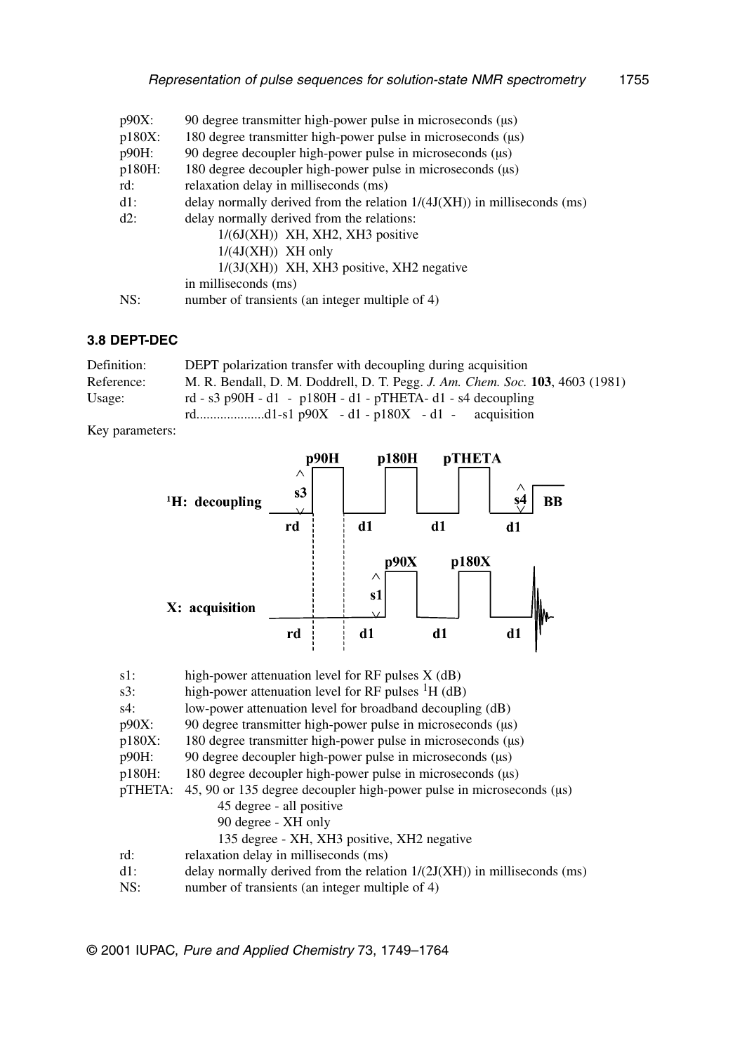p90X: 90 degree transmitter high-power pulse in microseconds (μs)
p180X: 180 degree transmitter high-power pulse in microseconds (μs)
p90H: 90 degree decoupler high-power pulse in microseconds (μs)
p180H: 180 degree decoupler high-power pulse in microseconds (μs)
rd: relaxation delay in milliseconds (ms)
d1: delay normally derived from the relation 1/(4J(XH)) in milliseconds (ms)
d2: delay normally derived from the relations:
- 1/(6J(XH)) XH, XH2, XH3 positive
- 1/(4J(XH)) XH only
- 1/(3J(XH)) XH, XH3 positive, XH2 negative

in milliseconds (ms)
NS: number of transients (an integer multiple of 4)

### 3.8 DEPT-DEC

Definition: DEPT polarization transfer with decoupling during acquisition
Reference: M. R. Bendall, D. M. Doddrell, D. T. Pegg. *J. Am. Chem. Soc.* **103**, 4603 (1981)
Usage: rd - s3 p90H - d1 - p180H - d1 - pTHETA- d1 - s4 decoupling
rd....................d1-s1 p90X - d1 - p180X - d1 - acquisition

Key parameters:

s1: high-power attenuation level for RF pulses X (dB)
s3: high-power attenuation level for RF pulses $^{1}H$ (dB)
s4: low-power attenuation level for broadband decoupling (dB)
p90X: 90 degree transmitter high-power pulse in microseconds (μs)
p180X: 180 degree transmitter high-power pulse in microseconds (μs)
p90H: 90 degree decoupler high-power pulse in microseconds (μs)
p180H: 180 degree decoupler high-power pulse in microseconds (μs)
pTHETA: 45, 90 or 135 degree decoupler high-power pulse in microseconds (μs)
- 45 degree - all positive
- 90 degree - XH only
- 135 degree - XH, XH3 positive, XH2 negative

rd: relaxation delay in milliseconds (ms)
d1: delay normally derived from the relation 1/(2J(XH)) in milliseconds (ms)
NS: number of transients (an integer multiple of 4)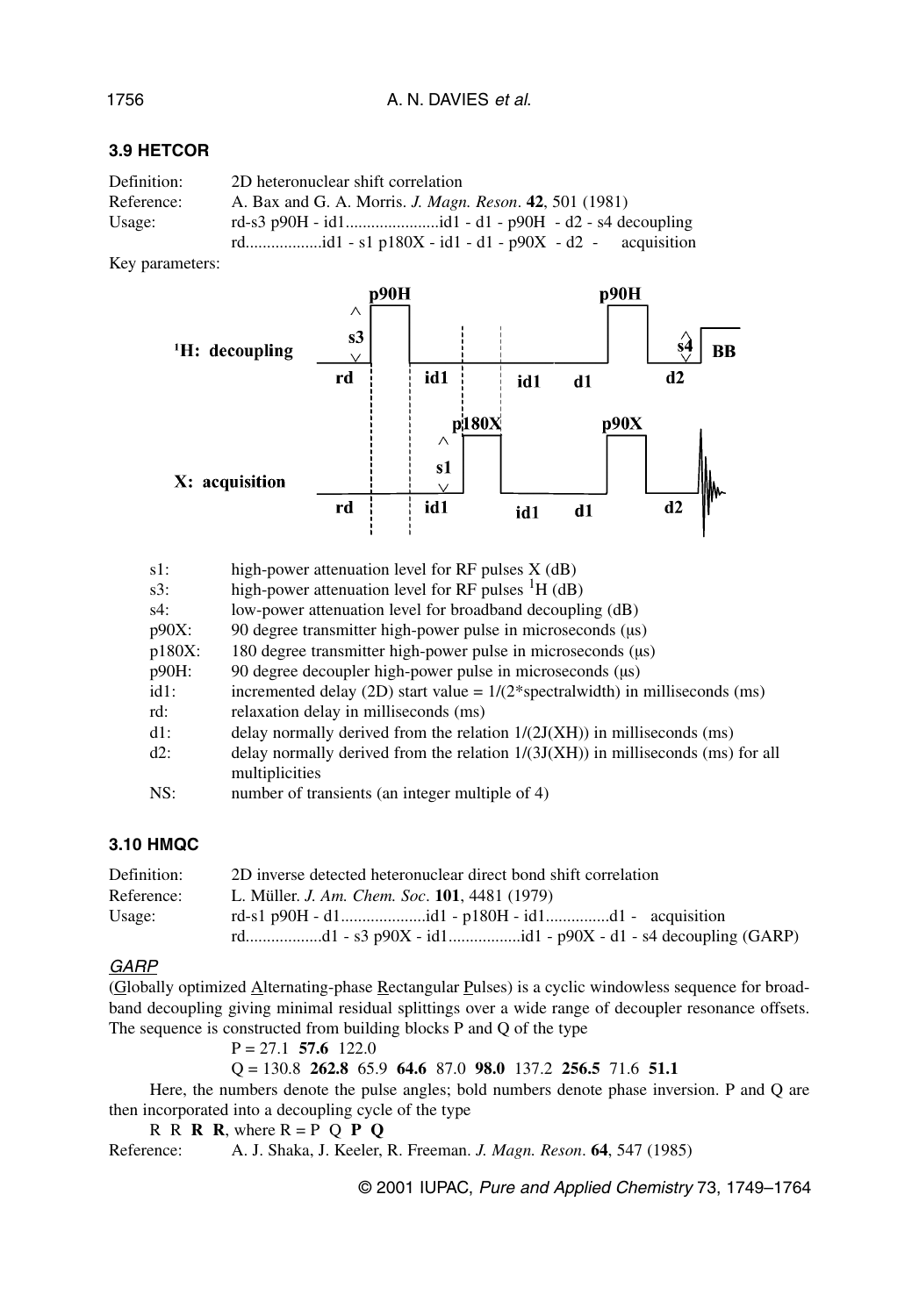### 3.9 HETCOR

Definition: 2D heteronuclear shift correlation

Reference: A. Bax and G. A. Morris. *J. Magn. Reson*. **42**, 501 (1981)

Usage: rd-s3 p90H - id1......................id1 - d1 - p90H - d2 - s4 decoupling
rd..................id1 - s1 p180X - id1 - d1 - p90X - d2 - acquisition

Key parameters:

s1: high-power attenuation level for RF pulses X (dB)

s3: high-power attenuation level for RF pulses $^1$H (dB)

s4: low-power attenuation level for broadband decoupling (dB)

p90X: 90 degree transmitter high-power pulse in microseconds (μs)

p180X: 180 degree transmitter high-power pulse in microseconds (μs)

p90H: 90 degree decoupler high-power pulse in microseconds (μs)

id1: incremented delay (2D) start value = 1/(2*spectralwidth) in milliseconds (ms)

rd: relaxation delay in milliseconds (ms)

d1: delay normally derived from the relation 1/(2J(XH)) in milliseconds (ms)

d2: delay normally derived from the relation 1/(3J(XH)) in milliseconds (ms) for all multiplicities

NS: number of transients (an integer multiple of 4)

### 3.10 HMQC

Definition: 2D inverse detected heteronuclear direct bond shift correlation

Reference: L. Müller. *J. Am. Chem. Soc*. **101**, 4481 (1979)

Usage: rd-s1 p90H - d1....................id1 - p180H - id1...............d1 - acquisition
rd..................d1 - s3 p90X - id1.................id1 - p90X - d1 - s4 decoupling (GARP)

#### *GARP*

(Globally optimized Alternating-phase Rectangular Pulses) is a cyclic windowless sequence for broadband decoupling giving minimal residual splittings over a wide range of decoupler resonance offsets. The sequence is constructed from building blocks P and Q of the type

P = 27.1 **57.6** 122.0

Q = 130.8 **262.8** 65.9 **64.6** 87.0 **98.0** 137.2 **256.5** 71.6 **51.1**

Here, the numbers denote the pulse angles; bold numbers denote phase inversion. P and Q are then incorporated into a decoupling cycle of the type

R R **R** **R**, where R = P Q **P** **Q**

Reference: A. J. Shaka, J. Keeler, R. Freeman. *J. Magn. Reson*. **64**, 547 (1985)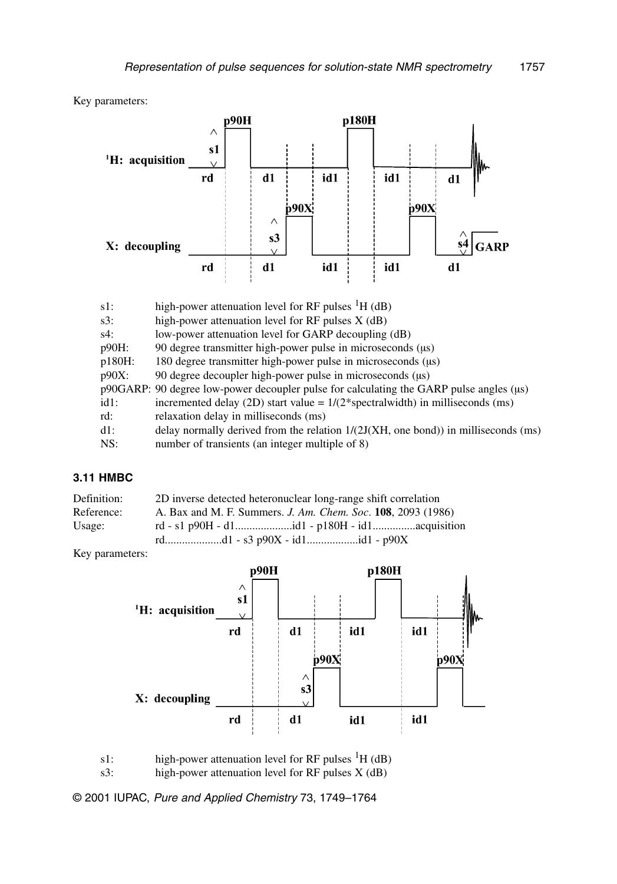Key parameters:

| | |
|---|---|
| s1: | high-power attenuation level for RF pulses $^1$H (dB) |
| s3: | high-power attenuation level for RF pulses X (dB) |
| s4: | low-power attenuation level for GARP decoupling (dB) |
| p90H: | 90 degree transmitter high-power pulse in microseconds (μs) |
| p180H: | 180 degree transmitter high-power pulse in microseconds (μs) |
| p90X: | 90 degree decoupler high-power pulse in microseconds (μs) |
| p90GARP: | 90 degree low-power decoupler pulse for calculating the GARP pulse angles (μs) |
| id1: | incremented delay (2D) start value = 1/(2*spectralwidth) in milliseconds (ms) |
| rd: | relaxation delay in milliseconds (ms) |
| d1: | delay normally derived from the relation 1/(2J(XH, one bond)) in milliseconds (ms) |
| NS: | number of transients (an integer multiple of 8) |

### 3.11 HMBC

Definition: 2D inverse detected heteronuclear long-range shift correlation

Reference: A. Bax and M. F. Summers. *J. Am. Chem. Soc*. **108**, 2093 (1986)

Usage:

```
rd - s1 p90H - d1....................id1 - p180H - id1...............acquisition
rd....................d1 - s3 p90X - id1..................id1 - p90X
```

Key parameters:

| | |
|---|---|
| s1: | high-power attenuation level for RF pulses $^1$H (dB) |
| s3: | high-power attenuation level for RF pulses X (dB) |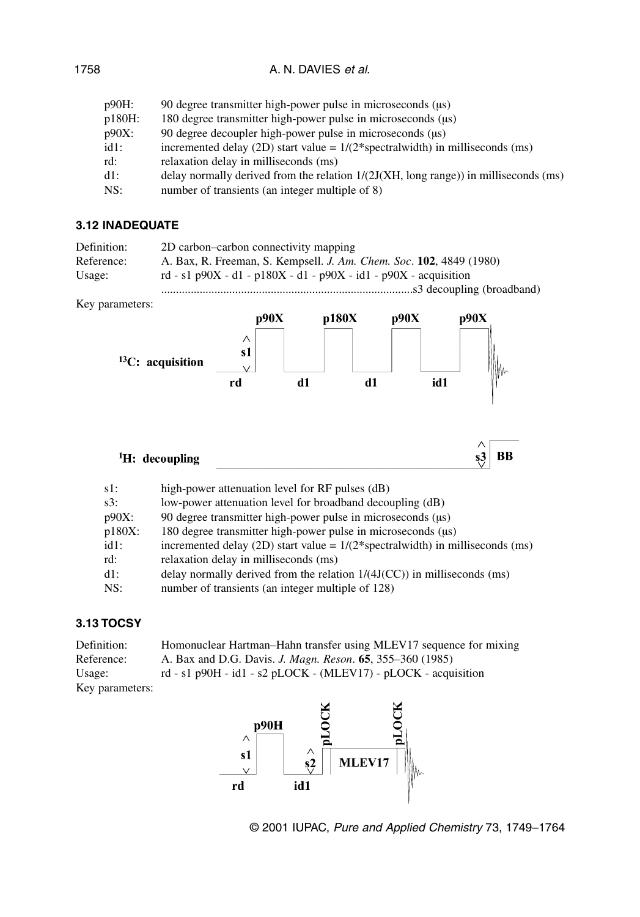| | |
|---|---|
| p90H: | 90 degree transmitter high-power pulse in microseconds (μs) |
| p180H: | 180 degree transmitter high-power pulse in microseconds (μs) |
| p90X: | 90 degree decoupler high-power pulse in microseconds (μs) |
| id1: | incremented delay (2D) start value = 1/(2*spectralwidth) in milliseconds (ms) |
| rd: | relaxation delay in milliseconds (ms) |
| d1: | delay normally derived from the relation 1/(2J(XH, long range)) in milliseconds (ms) |
| NS: | number of transients (an integer multiple of 8) |

### 3.12 INADEQUATE

Definition: 2D carbon–carbon connectivity mapping

Reference: A. Bax, R. Freeman, S. Kempsell. *J. Am. Chem. Soc*. **102**, 4849 (1980)

Usage: rd - s1 p90X - d1 - p180X - d1 - p90X - id1 - p90X - acquisition
.....................................................................................s3 decoupling (broadband)

Key parameters:

$^{13}$C: acquisition — s1, p90X, p180X, p90X, p90X; rd, d1, d1, id1

$^{1}$H: decoupling — s3, BB

| | |
|---|---|
| s1: | high-power attenuation level for RF pulses (dB) |
| s3: | low-power attenuation level for broadband decoupling (dB) |
| p90X: | 90 degree transmitter high-power pulse in microseconds (μs) |
| p180X: | 180 degree transmitter high-power pulse in microseconds (μs) |
| id1: | incremented delay (2D) start value = 1/(2*spectralwidth) in milliseconds (ms) |
| rd: | relaxation delay in milliseconds (ms) |
| d1: | delay normally derived from the relation 1/(4J(CC)) in milliseconds (ms) |
| NS: | number of transients (an integer multiple of 128) |

### 3.13 TOCSY

Definition: Homonuclear Hartman–Hahn transfer using MLEV17 sequence for mixing

Reference: A. Bax and D.G. Davis. *J. Magn. Reson*. **65**, 355–360 (1985)

Usage: rd - s1 p90H - id1 - s2 pLOCK - (MLEV17) - pLOCK - acquisition

Key parameters:

s1, p90H, s2, pLOCK, MLEV17, pLOCK; rd, id1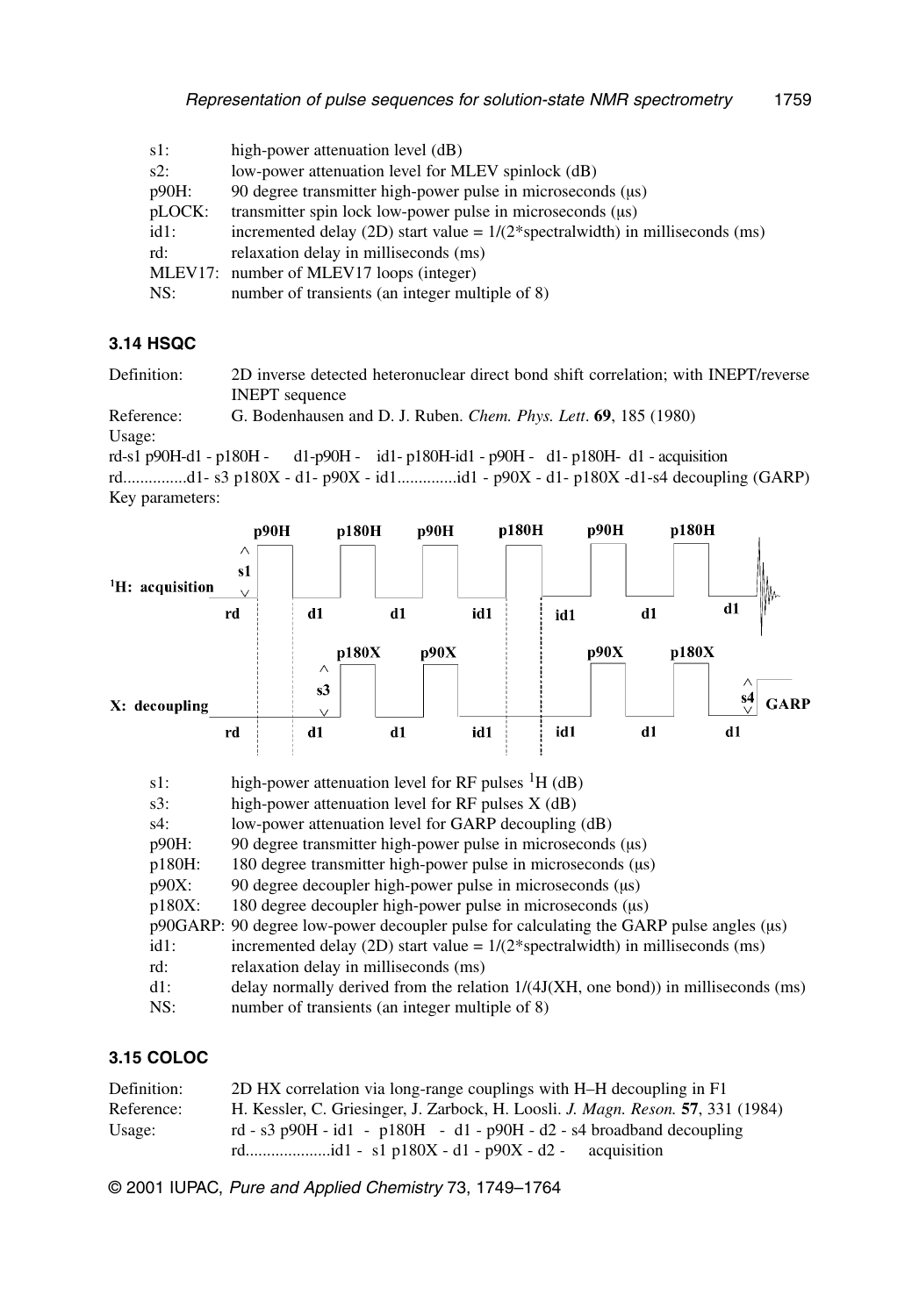| | |
|---|---|
| s1: | high-power attenuation level (dB) |
| s2: | low-power attenuation level for MLEV spinlock (dB) |
| p90H: | 90 degree transmitter high-power pulse in microseconds (μs) |
| pLOCK: | transmitter spin lock low-power pulse in microseconds (μs) |
| id1: | incremented delay (2D) start value = 1/(2*spectralwidth) in milliseconds (ms) |
| rd: | relaxation delay in milliseconds (ms) |
| MLEV17: | number of MLEV17 loops (integer) |
| NS: | number of transients (an integer multiple of 8) |

### 3.14 HSQC

Definition: 2D inverse detected heteronuclear direct bond shift correlation; with INEPT/reverse INEPT sequence

Reference: G. Bodenhausen and D. J. Ruben. *Chem. Phys. Lett*. **69**, 185 (1980)

Usage:

rd-s1 p90H-d1 - p180H - d1-p90H - id1- p180H-id1 - p90H - d1- p180H- d1 - acquisition

rd...............d1- s3 p180X - d1- p90X - id1..............id1 - p90X - d1- p180X -d1-s4 decoupling (GARP)

Key parameters:

| | |
|---|---|
| s1: | high-power attenuation level for RF pulses $^1$H (dB) |
| s3: | high-power attenuation level for RF pulses X (dB) |
| s4: | low-power attenuation level for GARP decoupling (dB) |
| p90H: | 90 degree transmitter high-power pulse in microseconds (μs) |
| p180H: | 180 degree transmitter high-power pulse in microseconds (μs) |
| p90X: | 90 degree decoupler high-power pulse in microseconds (μs) |
| p180X: | 180 degree decoupler high-power pulse in microseconds (μs) |
| p90GARP: | 90 degree low-power decoupler pulse for calculating the GARP pulse angles (μs) |
| id1: | incremented delay (2D) start value = 1/(2*spectralwidth) in milliseconds (ms) |
| rd: | relaxation delay in milliseconds (ms) |
| d1: | delay normally derived from the relation 1/(4J(XH, one bond)) in milliseconds (ms) |
| NS: | number of transients (an integer multiple of 8) |

### 3.15 COLOC

Definition: 2D HX correlation via long-range couplings with H–H decoupling in F1

Reference: H. Kessler, C. Griesinger, J. Zarbock, H. Loosli. *J. Magn. Reson.* **57**, 331 (1984)

Usage: rd - s3 p90H - id1 - p180H - d1 - p90H - d2 - s4 broadband decoupling

rd...................id1 - s1 p180X - d1 - p90X - d2 - acquisition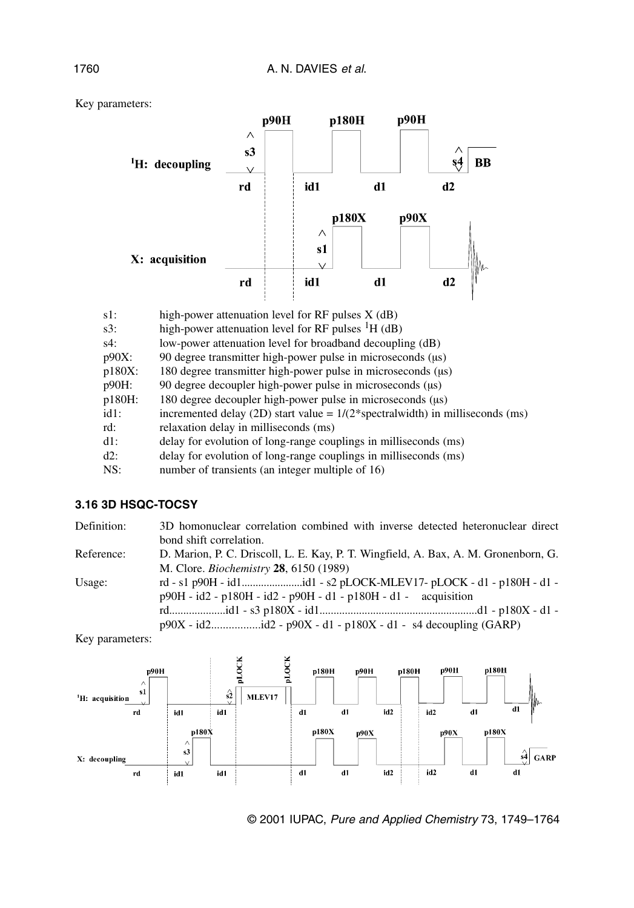Key parameters:

| | |
|---|---|
| s1: | high-power attenuation level for RF pulses X (dB) |
| s3: | high-power attenuation level for RF pulses $^1$H (dB) |
| s4: | low-power attenuation level for broadband decoupling (dB) |
| p90X: | 90 degree transmitter high-power pulse in microseconds (μs) |
| p180X: | 180 degree transmitter high-power pulse in microseconds (μs) |
| p90H: | 90 degree decoupler high-power pulse in microseconds (μs) |
| p180H: | 180 degree decoupler high-power pulse in microseconds (μs) |
| id1: | incremented delay (2D) start value = 1/(2*spectralwidth) in milliseconds (ms) |
| rd: | relaxation delay in milliseconds (ms) |
| d1: | delay for evolution of long-range couplings in milliseconds (ms) |
| d2: | delay for evolution of long-range couplings in milliseconds (ms) |
| NS: | number of transients (an integer multiple of 16) |

### 3.16 3D HSQC-TOCSY

Definition: 3D homonuclear correlation combined with inverse detected heteronuclear direct bond shift correlation.

Reference: D. Marion, P. C. Driscoll, L. E. Kay, P. T. Wingfield, A. Bax, A. M. Gronenborn, G. M. Clore. *Biochemistry* **28**, 6150 (1989)

Usage: rd - s1 p90H - id1......................id1 - s2 pLOCK-MLEV17- pLOCK - d1 - p180H - d1 - p90H - id2 - p180H - id2 - p90H - d1 - p180H - d1 - acquisition

rd....................id1 - s3 p180X - id1.......................................................d1 - p180X - d1 - p90X - id2.................id2 - p90X - d1 - p180X - d1 - s4 decoupling (GARP)

Key parameters: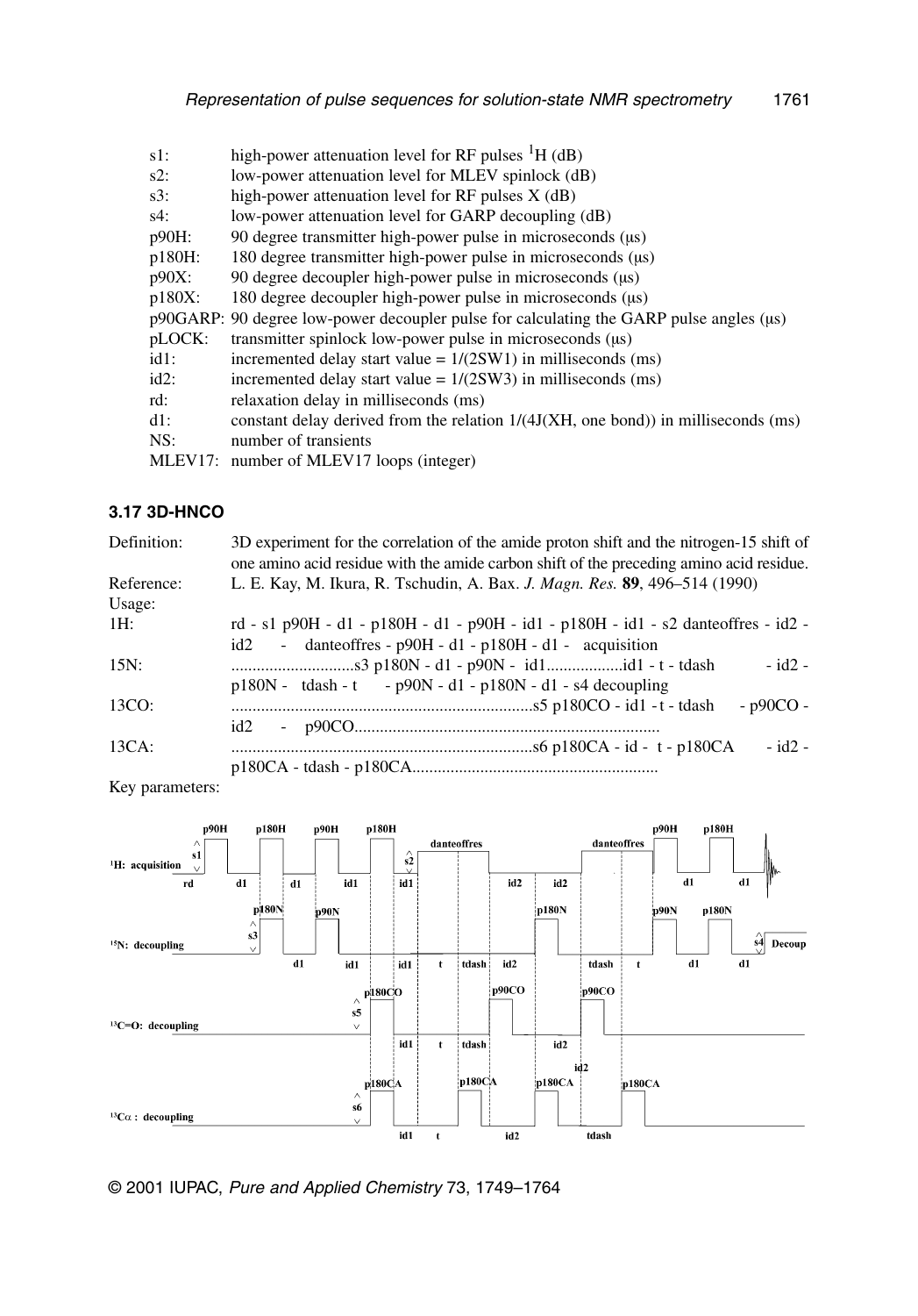| | |
|---|---|
| s1: | high-power attenuation level for RF pulses $^{1}$H (dB) |
| s2: | low-power attenuation level for MLEV spinlock (dB) |
| s3: | high-power attenuation level for RF pulses X (dB) |
| s4: | low-power attenuation level for GARP decoupling (dB) |
| p90H: | 90 degree transmitter high-power pulse in microseconds (μs) |
| p180H: | 180 degree transmitter high-power pulse in microseconds (μs) |
| p90X: | 90 degree decoupler high-power pulse in microseconds (μs) |
| p180X: | 180 degree decoupler high-power pulse in microseconds (μs) |
| p90GARP: | 90 degree low-power decoupler pulse for calculating the GARP pulse angles (μs) |
| pLOCK: | transmitter spinlock low-power pulse in microseconds (μs) |
| id1: | incremented delay start value = 1/(2SW1) in milliseconds (ms) |
| id2: | incremented delay start value = 1/(2SW3) in milliseconds (ms) |
| rd: | relaxation delay in milliseconds (ms) |
| d1: | constant delay derived from the relation 1/(4J(XH, one bond)) in milliseconds (ms) |
| NS: | number of transients |
| MLEV17: | number of MLEV17 loops (integer) |

### 3.17 3D-HNCO

| | |
|---|---|
| Definition: | 3D experiment for the correlation of the amide proton shift and the nitrogen-15 shift of one amino acid residue with the amide carbon shift of the preceding amino acid residue. |
| Reference: | L. E. Kay, M. Ikura, R. Tschudin, A. Bax. *J. Magn. Res.* **89**, 496–514 (1990) |
| Usage: | |
| 1H: | rd - s1 p90H - d1 - p180H - d1 - p90H - id1 - p180H - id1 - s2 danteoffres - id2 - id2 - danteoffres - p90H - d1 - p180H - d1 - acquisition |
| 15N: | ............................s3 p180N - d1 - p90N - id1..................id1 - t - tdash - id2 - p180N - tdash - t - p90N - d1 - p180N - d1 - s4 decoupling |
| 13CO: | .......................................................................s5 p180CO - id1 - t - tdash - p90CO - id2 - p90CO....................................................................... |
| 13CA: | ......................................................................s6 p180CA - id - t - p180CA - id2 - p180CA - tdash - p180CA.......................................................... |
| Key parameters: | |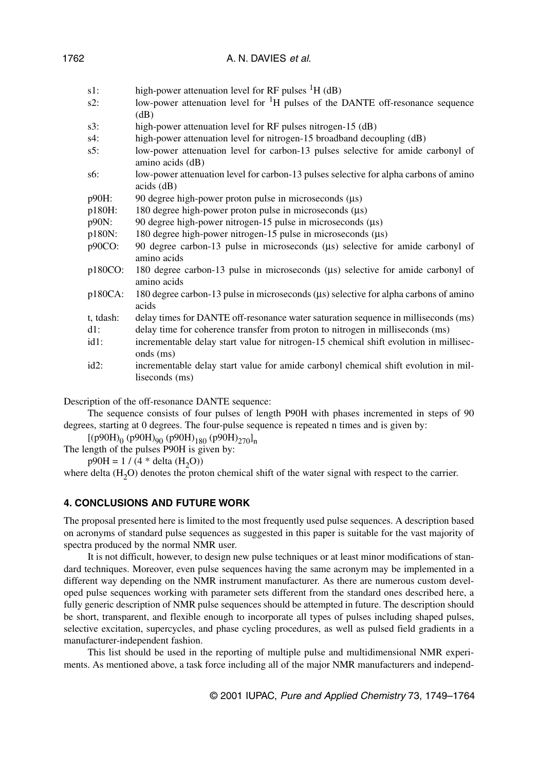s1: high-power attenuation level for RF pulses $^1$H (dB)
s2: low-power attenuation level for $^1$H pulses of the DANTE off-resonance sequence (dB)
s3: high-power attenuation level for RF pulses nitrogen-15 (dB)
s4: high-power attenuation level for nitrogen-15 broadband decoupling (dB)
s5: low-power attenuation level for carbon-13 pulses selective for amide carbonyl of amino acids (dB)
s6: low-power attenuation level for carbon-13 pulses selective for alpha carbons of amino acids (dB)
p90H: 90 degree high-power proton pulse in microseconds (μs)
p180H: 180 degree high-power proton pulse in microseconds (μs)
p90N: 90 degree high-power nitrogen-15 pulse in microseconds (μs)
p180N: 180 degree high-power nitrogen-15 pulse in microseconds (μs)
p90CO: 90 degree carbon-13 pulse in microseconds (μs) selective for amide carbonyl of amino acids
p180CO: 180 degree carbon-13 pulse in microseconds (μs) selective for amide carbonyl of amino acids
p180CA: 180 degree carbon-13 pulse in microseconds (μs) selective for alpha carbons of amino acids
t, tdash: delay times for DANTE off-resonance water saturation sequence in milliseconds (ms)
d1: delay time for coherence transfer from proton to nitrogen in milliseconds (ms)
id1: incrementable delay start value for nitrogen-15 chemical shift evolution in milliseconds (ms)
id2: incrementable delay start value for amide carbonyl chemical shift evolution in milliseconds (ms)

Description of the off-resonance DANTE sequence:

The sequence consists of four pulses of length P90H with phases incremented in steps of 90 degrees, starting at 0 degrees. The four-pulse sequence is repeated n times and is given by:

$[(\text{p90H})_0\ (\text{p90H})_{90}\ (\text{p90H})_{180}\ (\text{p90H})_{270}]_n$

The length of the pulses P90H is given by:

p90H = 1 / (4 * delta ($H_2O$))

where delta ($H_2O$) denotes the proton chemical shift of the water signal with respect to the carrier.

## 4. CONCLUSIONS AND FUTURE WORK

The proposal presented here is limited to the most frequently used pulse sequences. A description based on acronyms of standard pulse sequences as suggested in this paper is suitable for the vast majority of spectra produced by the normal NMR user.

It is not difficult, however, to design new pulse techniques or at least minor modifications of standard techniques. Moreover, even pulse sequences having the same acronym may be implemented in a different way depending on the NMR instrument manufacturer. As there are numerous custom developed pulse sequences working with parameter sets different from the standard ones described here, a fully generic description of NMR pulse sequences should be attempted in future. The description should be short, transparent, and flexible enough to incorporate all types of pulses including shaped pulses, selective excitation, supercycles, and phase cycling procedures, as well as pulsed field gradients in a manufacturer-independent fashion.

This list should be used in the reporting of multiple pulse and multidimensional NMR experiments. As mentioned above, a task force including all of the major NMR manufacturers and independ-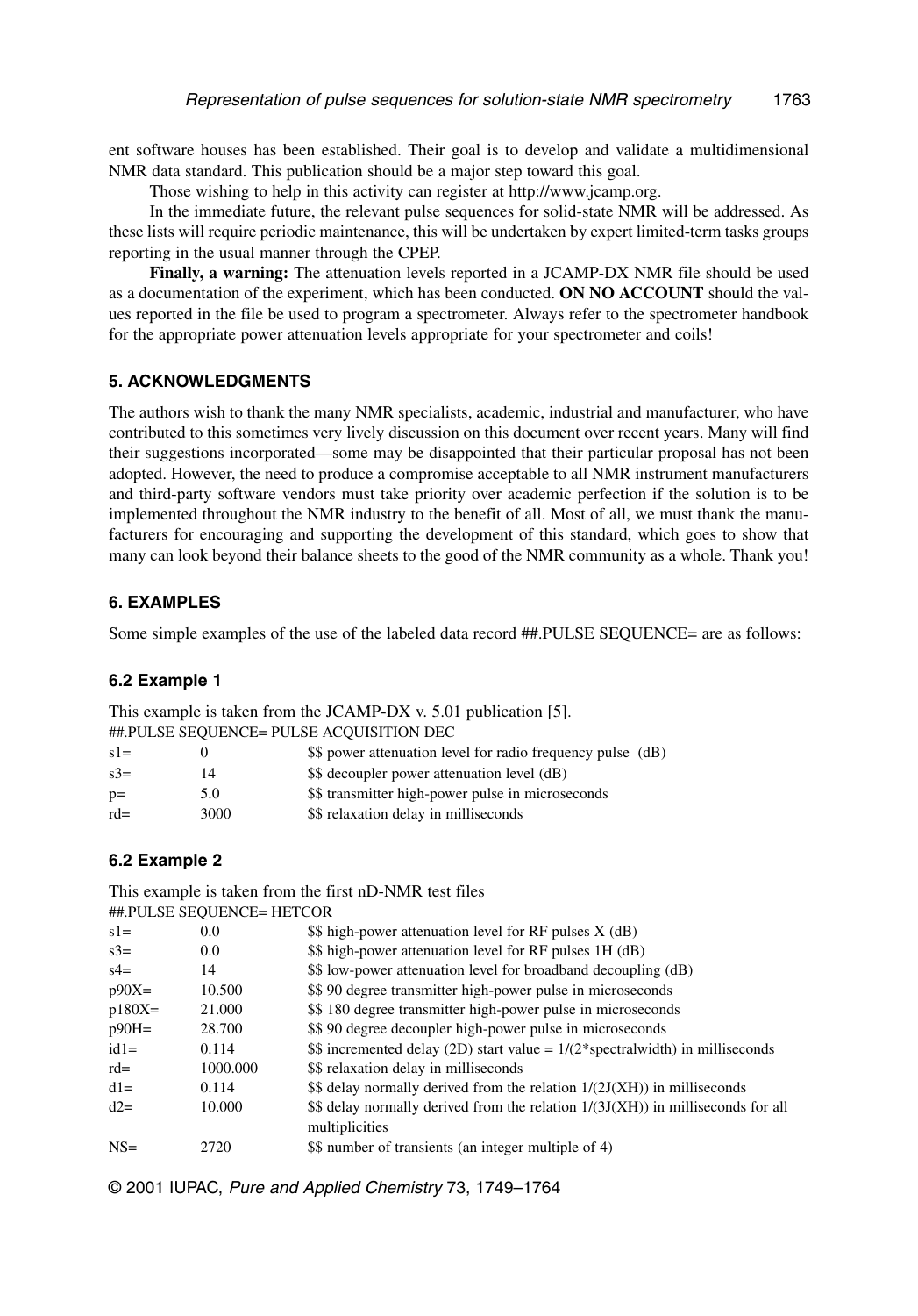ent software houses has been established. Their goal is to develop and validate a multidimensional NMR data standard. This publication should be a major step toward this goal.

Those wishing to help in this activity can register at http://www.jcamp.org.

In the immediate future, the relevant pulse sequences for solid-state NMR will be addressed. As these lists will require periodic maintenance, this will be undertaken by expert limited-term tasks groups reporting in the usual manner through the CPEP.

**Finally, a warning:** The attenuation levels reported in a JCAMP-DX NMR file should be used as a documentation of the experiment, which has been conducted. **ON NO ACCOUNT** should the values reported in the file be used to program a spectrometer. Always refer to the spectrometer handbook for the appropriate power attenuation levels appropriate for your spectrometer and coils!

## 5. ACKNOWLEDGMENTS

The authors wish to thank the many NMR specialists, academic, industrial and manufacturer, who have contributed to this sometimes very lively discussion on this document over recent years. Many will find their suggestions incorporated—some may be disappointed that their particular proposal has not been adopted. However, the need to produce a compromise acceptable to all NMR instrument manufacturers and third-party software vendors must take priority over academic perfection if the solution is to be implemented throughout the NMR industry to the benefit of all. Most of all, we must thank the manufacturers for encouraging and supporting the development of this standard, which goes to show that many can look beyond their balance sheets to the good of the NMR community as a whole. Thank you!

## 6. EXAMPLES

Some simple examples of the use of the labeled data record ##.PULSE SEQUENCE= are as follows:

### 6.2 Example 1

This example is taken from the JCAMP-DX v. 5.01 publication [5].

```
##.PULSE SEQUENCE= PULSE ACQUISITION DEC
s1=      0        $$ power attenuation level for radio frequency pulse (dB)
s3=      14       $$ decoupler power attenuation level (dB)
p=       5.0      $$ transmitter high-power pulse in microseconds
rd=      3000     $$ relaxation delay in milliseconds
```

### 6.2 Example 2

This example is taken from the first nD-NMR test files

```
##.PULSE SEQUENCE= HETCOR
s1=      0.0       $$ high-power attenuation level for RF pulses X (dB)
s3=      0.0       $$ high-power attenuation level for RF pulses 1H (dB)
s4=      14        $$ low-power attenuation level for broadband decoupling (dB)
p90X=    10.500    $$ 90 degree transmitter high-power pulse in microseconds
p180X=   21.000    $$ 180 degree transmitter high-power pulse in microseconds
p90H=    28.700    $$ 90 degree decoupler high-power pulse in microseconds
id1=     0.114     $$ incremented delay (2D) start value = 1/(2*spectralwidth) in milliseconds
rd=      1000.000  $$ relaxation delay in milliseconds
d1=      0.114     $$ delay normally derived from the relation 1/(2J(XH)) in milliseconds
d2=      10.000    $$ delay normally derived from the relation 1/(3J(XH)) in milliseconds for all
                   multiplicities
NS=      2720      $$ number of transients (an integer multiple of 4)
```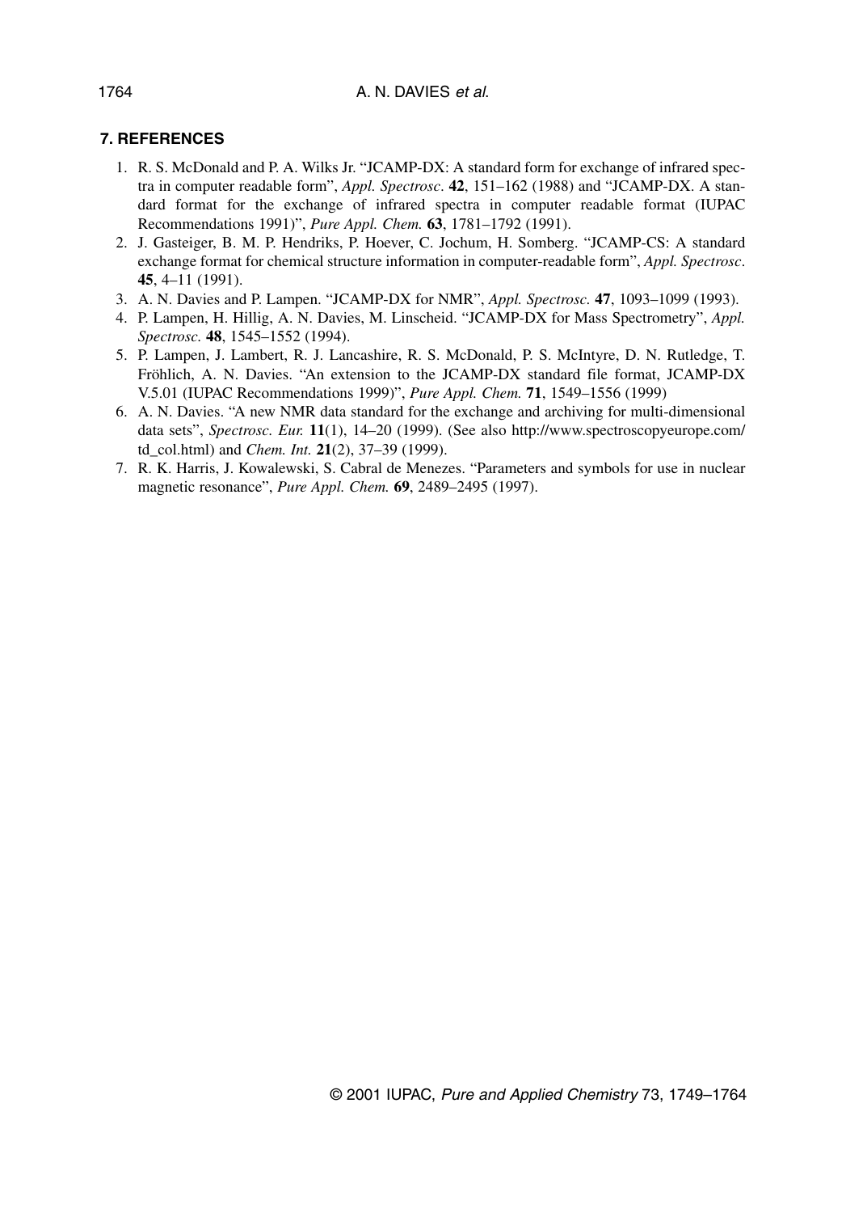## 7. REFERENCES

1. R. S. McDonald and P. A. Wilks Jr. "JCAMP-DX: A standard form for exchange of infrared spectra in computer readable form", *Appl. Spectrosc*. **42**, 151–162 (1988) and "JCAMP-DX. A standard format for the exchange of infrared spectra in computer readable format (IUPAC Recommendations 1991)", *Pure Appl. Chem.* **63**, 1781–1792 (1991).
2. J. Gasteiger, B. M. P. Hendriks, P. Hoever, C. Jochum, H. Somberg. "JCAMP-CS: A standard exchange format for chemical structure information in computer-readable form", *Appl. Spectrosc*. **45**, 4–11 (1991).
3. A. N. Davies and P. Lampen. "JCAMP-DX for NMR", *Appl. Spectrosc.* **47**, 1093–1099 (1993).
4. P. Lampen, H. Hillig, A. N. Davies, M. Linscheid. "JCAMP-DX for Mass Spectrometry", *Appl. Spectrosc.* **48**, 1545–1552 (1994).
5. P. Lampen, J. Lambert, R. J. Lancashire, R. S. McDonald, P. S. McIntyre, D. N. Rutledge, T. Fröhlich, A. N. Davies. "An extension to the JCAMP-DX standard file format, JCAMP-DX V.5.01 (IUPAC Recommendations 1999)", *Pure Appl. Chem.* **71**, 1549–1556 (1999)
6. A. N. Davies. "A new NMR data standard for the exchange and archiving for multi-dimensional data sets", *Spectrosc. Eur.* **11**(1), 14–20 (1999). (See also http://www.spectroscopyeurope.com/td_col.html) and *Chem. Int.* **21**(2), 37–39 (1999).
7. R. K. Harris, J. Kowalewski, S. Cabral de Menezes. "Parameters and symbols for use in nuclear magnetic resonance", *Pure Appl. Chem.* **69**, 2489–2495 (1997).